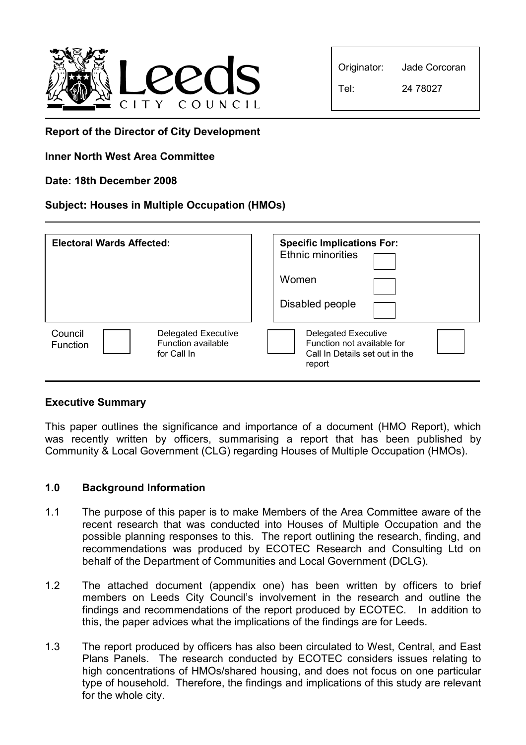Leeds CITY COUNCIL

| Originator: | Jade Corcoran |
| --- | --- |
| Tel: | 24 78027 |

**Report of the Director of City Development**

**Inner North West Area Committee**

**Date: 18th December 2008**

**Subject: Houses in Multiple Occupation (HMOs)**

| **Electoral Wards Affected:** | **Specific Implications For:** |
| --- | --- |
| | Ethnic minorities |
| | Women |
| | Disabled people |

| Council Function | | Delegated Executive Function available for Call In | | Delegated Executive Function not available for Call In Details set out in the report | |
| --- | --- | --- | --- | --- | --- |

## Executive Summary

This paper outlines the significance and importance of a document (HMO Report), which was recently written by officers, summarising a report that has been published by Community & Local Government (CLG) regarding Houses of Multiple Occupation (HMOs).

## 1.0 Background Information

1.1 The purpose of this paper is to make Members of the Area Committee aware of the recent research that was conducted into Houses of Multiple Occupation and the possible planning responses to this. The report outlining the research, finding, and recommendations was produced by ECOTEC Research and Consulting Ltd on behalf of the Department of Communities and Local Government (DCLG).

1.2 The attached document (appendix one) has been written by officers to brief members on Leeds City Council's involvement in the research and outline the findings and recommendations of the report produced by ECOTEC. In addition to this, the paper advices what the implications of the findings are for Leeds.

1.3 The report produced by officers has also been circulated to West, Central, and East Plans Panels. The research conducted by ECOTEC considers issues relating to high concentrations of HMOs/shared housing, and does not focus on one particular type of household. Therefore, the findings and implications of this study are relevant for the whole city.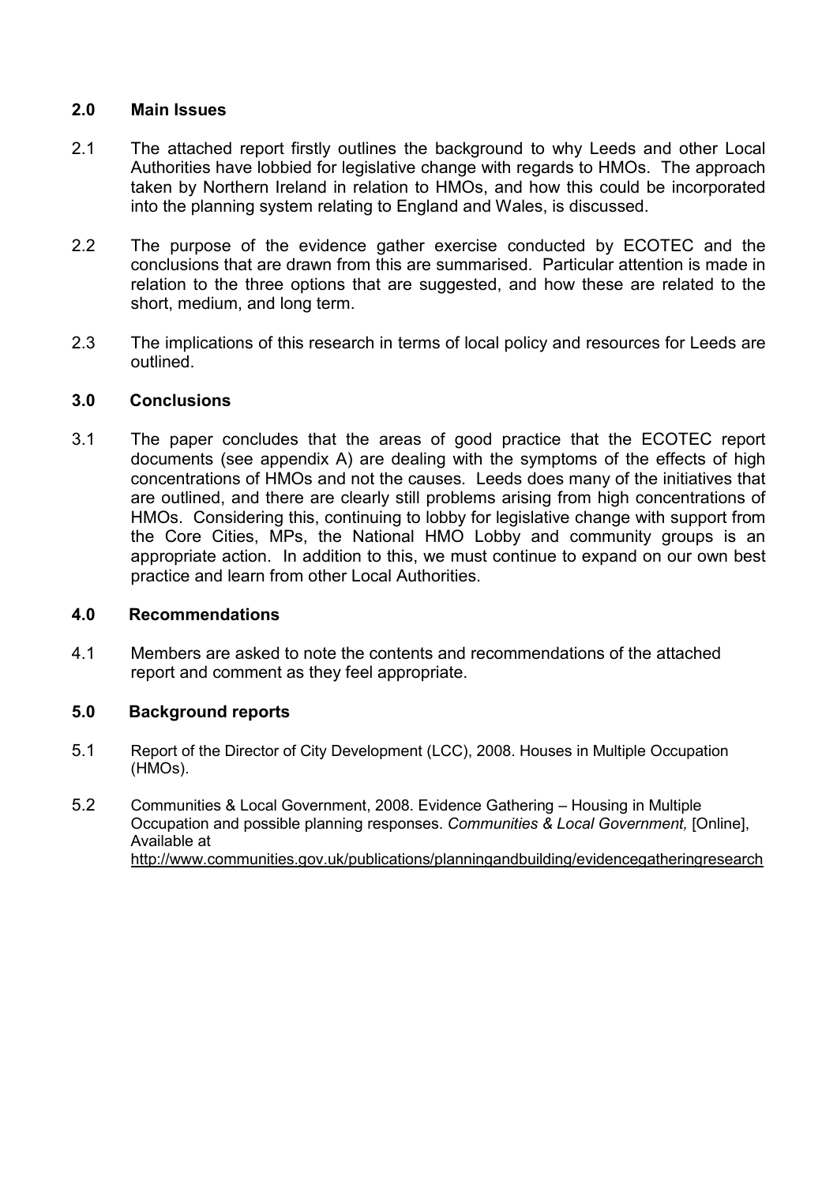## 2.0 Main Issues

2.1 The attached report firstly outlines the background to why Leeds and other Local Authorities have lobbied for legislative change with regards to HMOs. The approach taken by Northern Ireland in relation to HMOs, and how this could be incorporated into the planning system relating to England and Wales, is discussed.

2.2 The purpose of the evidence gather exercise conducted by ECOTEC and the conclusions that are drawn from this are summarised. Particular attention is made in relation to the three options that are suggested, and how these are related to the short, medium, and long term.

2.3 The implications of this research in terms of local policy and resources for Leeds are outlined.

## 3.0 Conclusions

3.1 The paper concludes that the areas of good practice that the ECOTEC report documents (see appendix A) are dealing with the symptoms of the effects of high concentrations of HMOs and not the causes. Leeds does many of the initiatives that are outlined, and there are clearly still problems arising from high concentrations of HMOs. Considering this, continuing to lobby for legislative change with support from the Core Cities, MPs, the National HMO Lobby and community groups is an appropriate action. In addition to this, we must continue to expand on our own best practice and learn from other Local Authorities.

## 4.0 Recommendations

4.1 Members are asked to note the contents and recommendations of the attached report and comment as they feel appropriate.

## 5.0 Background reports

5.1 Report of the Director of City Development (LCC), 2008. Houses in Multiple Occupation (HMOs).

5.2 Communities & Local Government, 2008. Evidence Gathering – Housing in Multiple Occupation and possible planning responses. *Communities & Local Government,* [Online], Available at http://www.communities.gov.uk/publications/planningandbuilding/evidencegatheringresearch